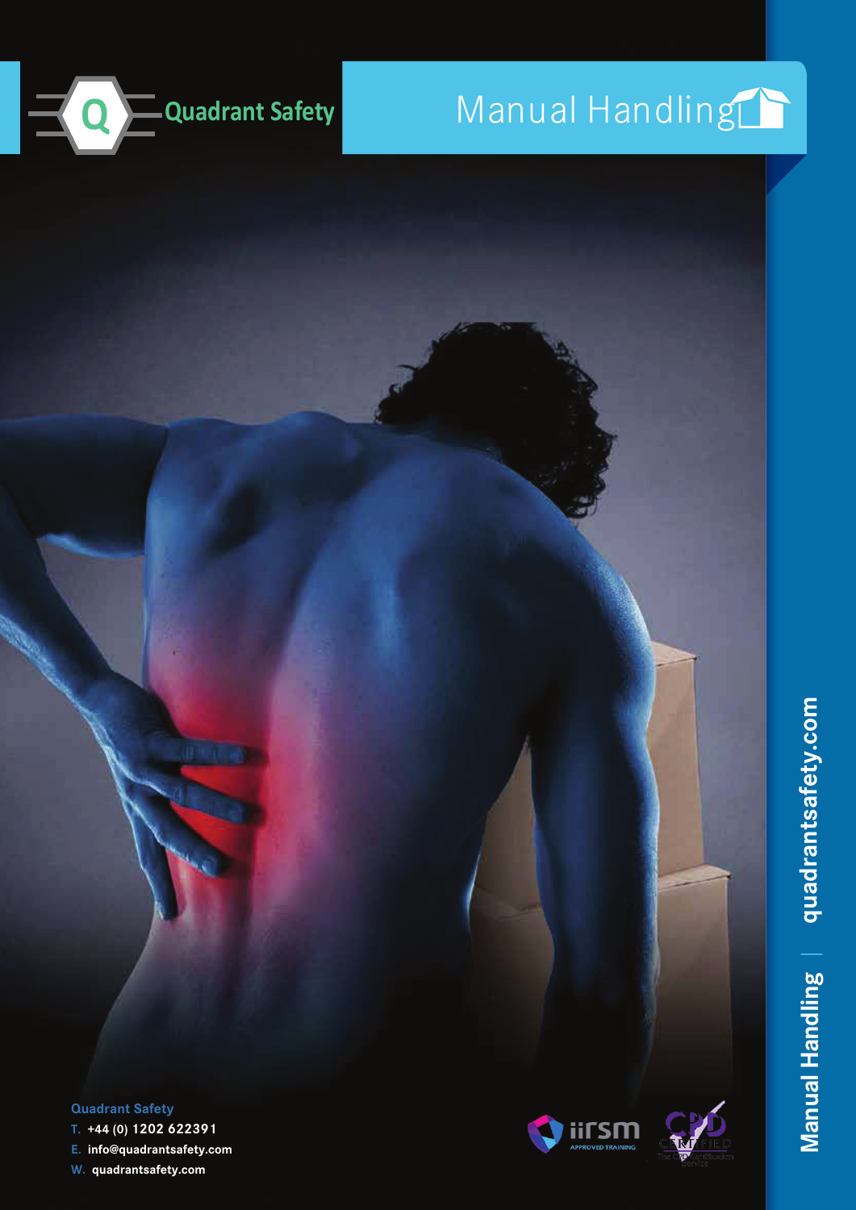Quadrant Safety

# Manual Handling

**Quadrant Safety**

T. +44 (0) 1202 622391

E. info@quadrantsafety.com

W. quadrantsafety.com

Manual Handling | quadrantsafety.com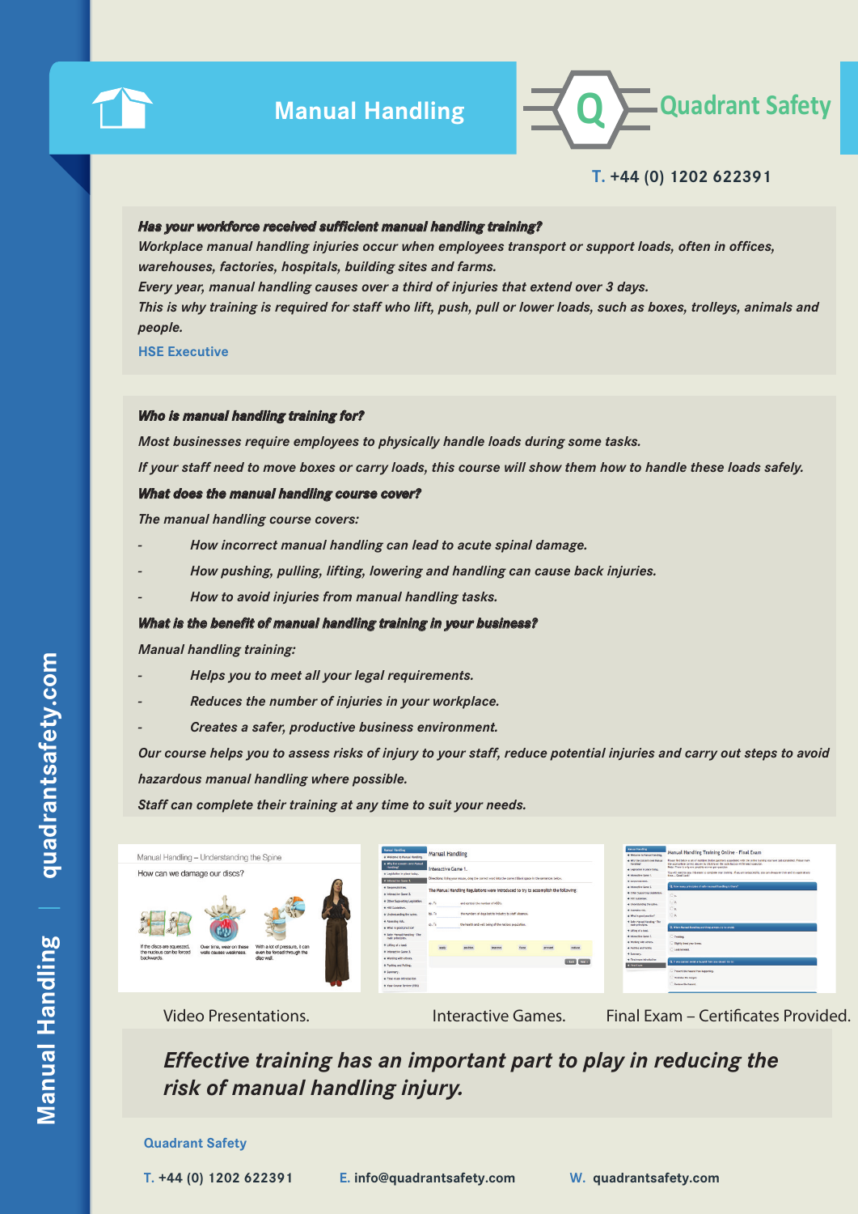# Manual Handling

Quadrant Safety

T. +44 (0) 1202 622391

***Has your workforce received sufficient manual handling training?***

*Workplace manual handling injuries occur when employees transport or support loads, often in offices, warehouses, factories, hospitals, building sites and farms.*

*Every year, manual handling causes over a third of injuries that extend over 3 days.*

*This is why training is required for staff who lift, push, pull or lower loads, such as boxes, trolleys, animals and people.*

HSE Executive

***Who is manual handling training for?***

*Most businesses require employees to physically handle loads during some tasks.*

*If your staff need to move boxes or carry loads, this course will show them how to handle these loads safely.*

***What does the manual handling course cover?***

*The manual handling course covers:*

- *How incorrect manual handling can lead to acute spinal damage.*
- *How pushing, pulling, lifting, lowering and handling can cause back injuries.*
- *How to avoid injuries from manual handling tasks.*

***What is the benefit of manual handling training in your business?***

*Manual handling training:*

- *Helps you to meet all your legal requirements.*
- *Reduces the number of injuries in your workplace.*
- *Creates a safer, productive business environment.*

*Our course helps you to assess risks of injury to your staff, reduce potential injuries and carry out steps to avoid hazardous manual handling where possible.*

*Staff can complete their training at any time to suit your needs.*

Video Presentations. Interactive Games. Final Exam – Certificates Provided.

***Effective training has an important part to play in reducing the risk of manual handling injury.***

Quadrant Safety

T. +44 (0) 1202 622391 E. info@quadrantsafety.com W. quadrantsafety.com